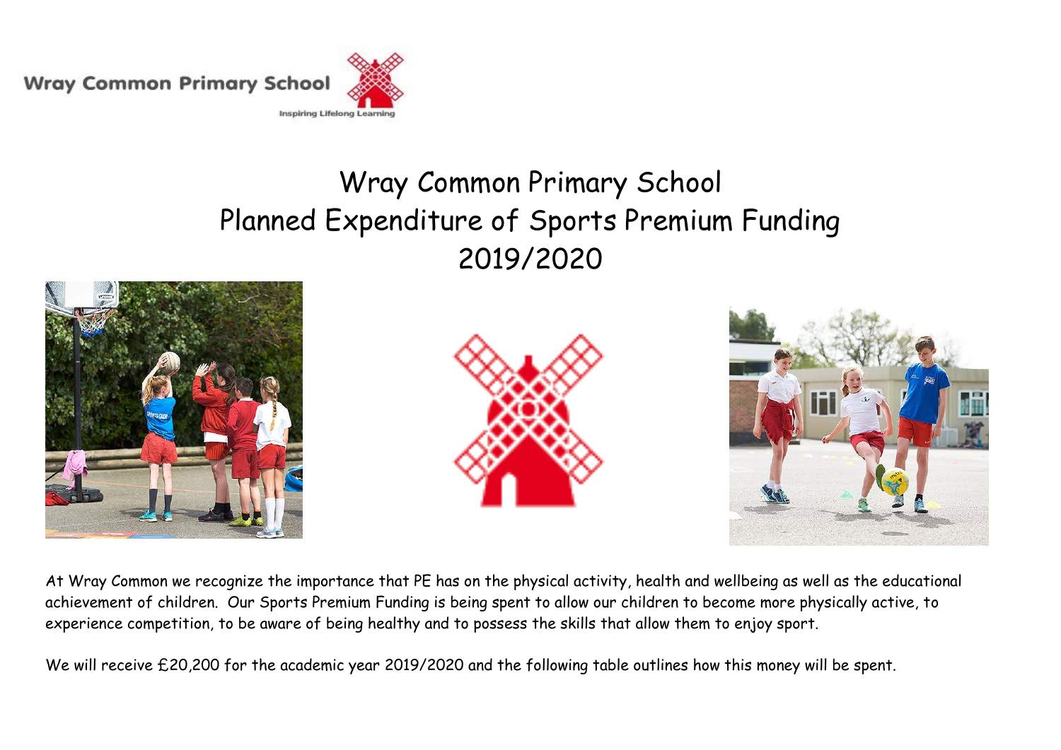Wray Common Primary School

Inspiring Lifelong Learning

# Wray Common Primary School
# Planned Expenditure of Sports Premium Funding
# 2019/2020

At Wray Common we recognize the importance that PE has on the physical activity, health and wellbeing as well as the educational achievement of children. Our Sports Premium Funding is being spent to allow our children to become more physically active, to experience competition, to be aware of being healthy and to possess the skills that allow them to enjoy sport.

We will receive £20,200 for the academic year 2019/2020 and the following table outlines how this money will be spent.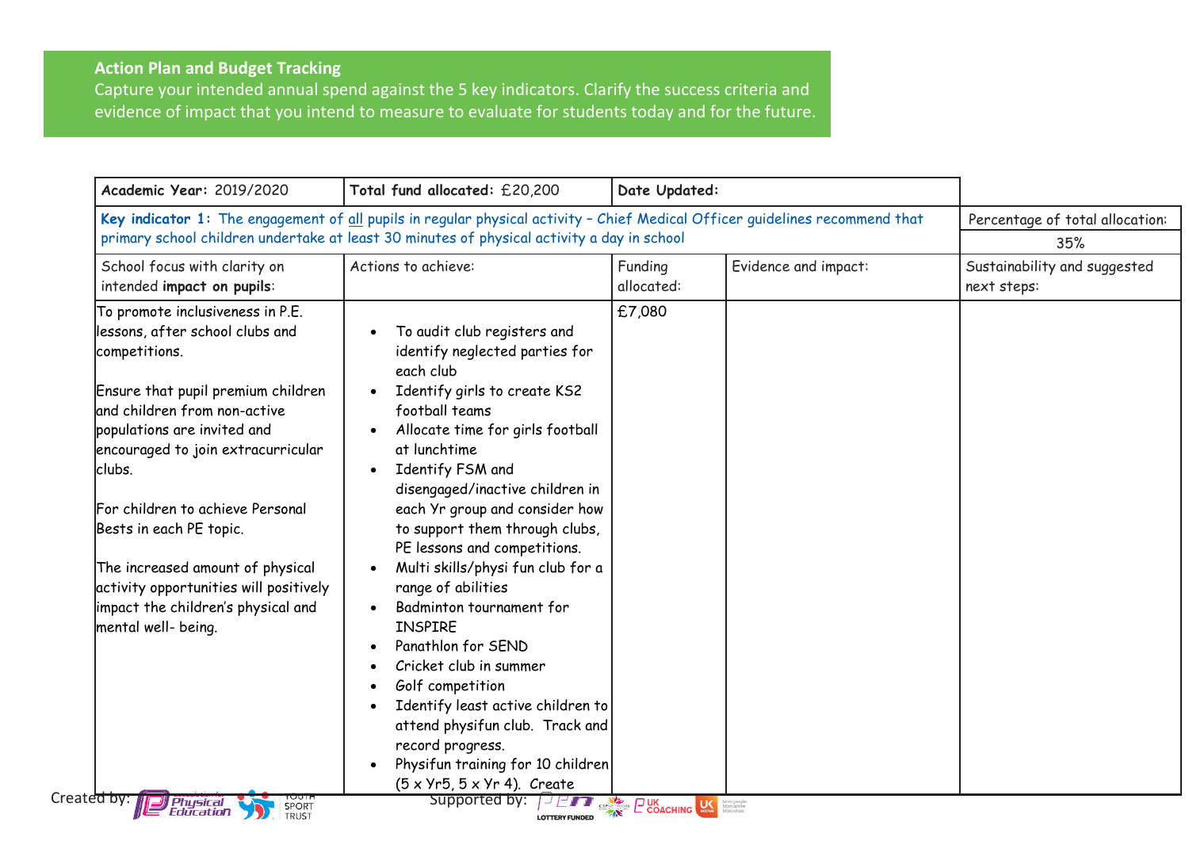## Action Plan and Budget Tracking

Capture your intended annual spend against the 5 key indicators. Clarify the success criteria and evidence of impact that you intend to measure to evaluate for students today and for the future.

| **Academic Year:** 2019/2020 | **Total fund allocated:** £20,200 | **Date Updated:** | | |
|---|---|---|---|---|
| **Key indicator 1:** The engagement of <u>all</u> pupils in regular physical activity – Chief Medical Officer guidelines recommend that primary school children undertake at least 30 minutes of physical activity a day in school | | | | Percentage of total allocation: 35% |
| School focus with clarity on intended **impact on pupils**: | Actions to achieve: | Funding allocated: | Evidence and impact: | Sustainability and suggested next steps: |
| To promote inclusiveness in P.E. lessons, after school clubs and competitions.<br><br>Ensure that pupil premium children and children from non-active populations are invited and encouraged to join extracurricular clubs.<br><br>For children to achieve Personal Bests in each PE topic.<br><br>The increased amount of physical activity opportunities will positively impact the children's physical and mental well- being. | • To audit club registers and identify neglected parties for each club<br>• Identify girls to create KS2 football teams<br>• Allocate time for girls football at lunchtime<br>• Identify FSM and disengaged/inactive children in each Yr group and consider how to support them through clubs, PE lessons and competitions.<br>• Multi skills/physi fun club for a range of abilities<br>• Badminton tournament for INSPIRE<br>• Panathlon for SEND<br>• Cricket club in summer<br>• Golf competition<br>• Identify least active children to attend physifun club. Track and record progress.<br>• Physifun training for 10 children (5 x Yr5, 5 x Yr 4). Create | £7,080 | | |

Created by: Association for Physical Education, Youth Sport Trust — Supported by: LOTTERY FUNDED, UK Coaching, UK Active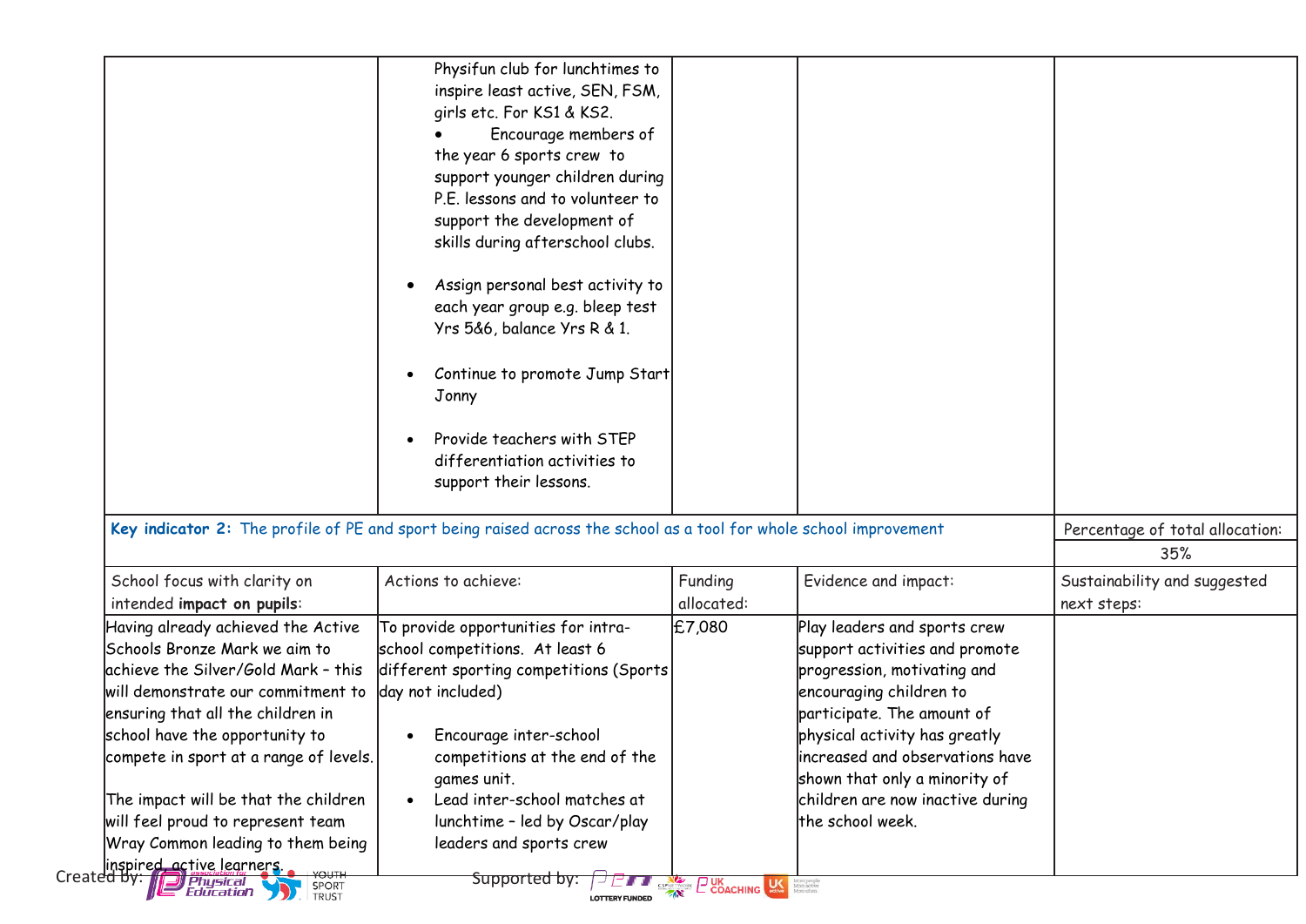| | | | | |
|---|---|---|---|---|
| | Physifun club for lunchtimes to inspire least active, SEN, FSM, girls etc. For KS1 & KS2.<br>• Encourage members of the year 6 sports crew to support younger children during P.E. lessons and to volunteer to support the development of skills during afterschool clubs.<br>• Assign personal best activity to each year group e.g. bleep test Yrs 5&6, balance Yrs R & 1.<br>• Continue to promote Jump Start Jonny<br>• Provide teachers with STEP differentiation activities to support their lessons. | | | |

| **Key indicator 2:** The profile of PE and sport being raised across the school as a tool for whole school improvement | | | | Percentage of total allocation:<br>35% |
|---|---|---|---|---|
| School focus with clarity on intended **impact on pupils**: | Actions to achieve: | Funding allocated: | Evidence and impact: | Sustainability and suggested next steps: |
| Having already achieved the Active Schools Bronze Mark we aim to achieve the Silver/Gold Mark – this will demonstrate our commitment to ensuring that all the children in school have the opportunity to compete in sport at a range of levels.<br><br>The impact will be that the children will feel proud to represent team Wray Common leading to them being inspired, active learners. | To provide opportunities for intra-school competitions. At least 6 different sporting competitions (Sports day not included)<br>• Encourage inter-school competitions at the end of the games unit.<br>• Lead inter-school matches at lunchtime – led by Oscar/play leaders and sports crew | £7,080 | Play leaders and sports crew support activities and promote progression, motivating and encouraging children to participate. The amount of physical activity has greatly increased and observations have shown that only a minority of children are now inactive during the school week. | |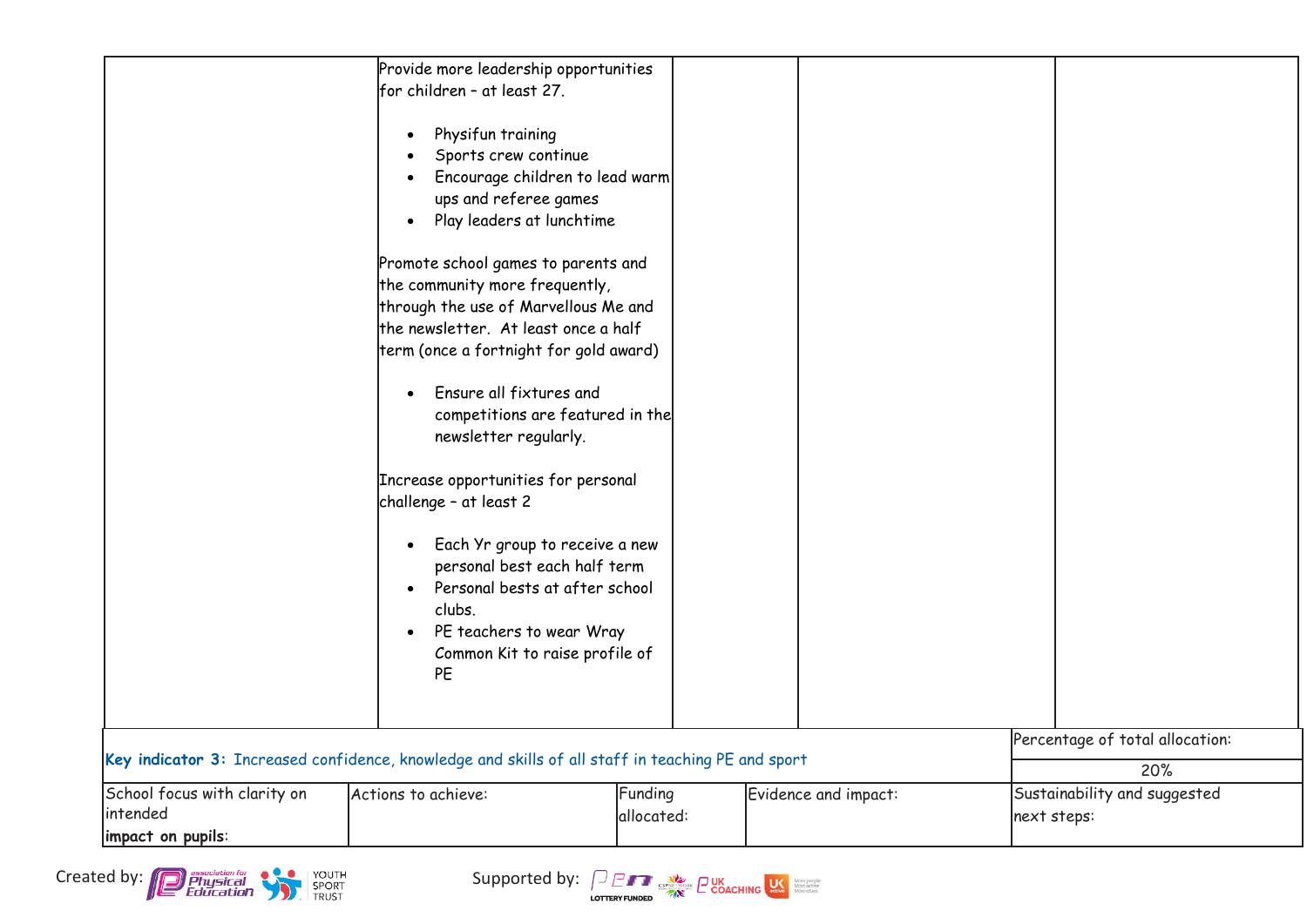| | | | | |
|---|---|---|---|---|
| | Provide more leadership opportunities for children – at least 27.<br><br>• Physifun training<br>• Sports crew continue<br>• Encourage children to lead warm ups and referee games<br>• Play leaders at lunchtime<br><br>Promote school games to parents and the community more frequently, through the use of Marvellous Me and the newsletter. At least once a half term (once a fortnight for gold award)<br><br>• Ensure all fixtures and competitions are featured in the newsletter regularly.<br><br>Increase opportunities for personal challenge – at least 2<br><br>• Each Yr group to receive a new personal best each half term<br>• Personal bests at after school clubs.<br>• PE teachers to wear Wray Common Kit to raise profile of PE | | | |

| **Key indicator 3:** Increased confidence, knowledge and skills of all staff in teaching PE and sport | | | | Percentage of total allocation: |
|---|---|---|---|---|
| | | | | 20% |
| School focus with clarity on intended **impact on pupils**: | Actions to achieve: | Funding allocated: | Evidence and impact: | Sustainability and suggested next steps: |

Created by: association for Physical Education, Youth Sport Trust

Supported by: PE, LOTTERY FUNDED, CSPNETWORK, UK COACHING, UK active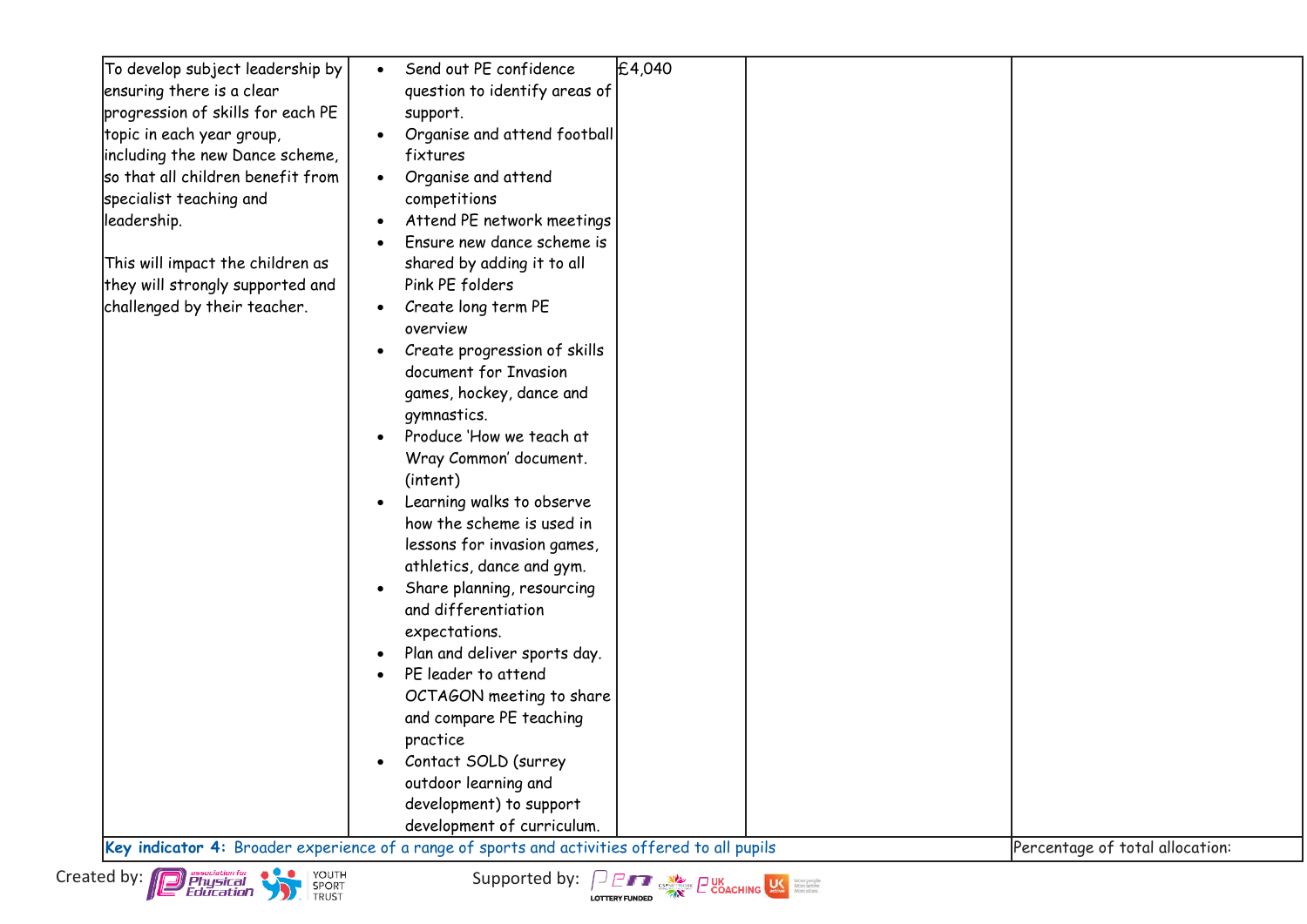| | | | | |
|---|---|---|---|---|
| To develop subject leadership by ensuring there is a clear progression of skills for each PE topic in each year group, including the new Dance scheme, so that all children benefit from specialist teaching and leadership.<br><br>This will impact the children as they will strongly supported and challenged by their teacher. | • Send out PE confidence question to identify areas of support.<br>• Organise and attend football fixtures<br>• Organise and attend competitions<br>• Attend PE network meetings<br>• Ensure new dance scheme is shared by adding it to all Pink PE folders<br>• Create long term PE overview<br>• Create progression of skills document for Invasion games, hockey, dance and gymnastics.<br>• Produce 'How we teach at Wray Common' document. (intent)<br>• Learning walks to observe how the scheme is used in lessons for invasion games, athletics, dance and gym.<br>• Share planning, resourcing and differentiation expectations.<br>• Plan and deliver sports day.<br>• PE leader to attend OCTAGON meeting to share and compare PE teaching practice<br>• Contact SOLD (surrey outdoor learning and development) to support development of curriculum. | £4,040 | | |
| **Key indicator 4:** Broader experience of a range of sports and activities offered to all pupils | | | | Percentage of total allocation: |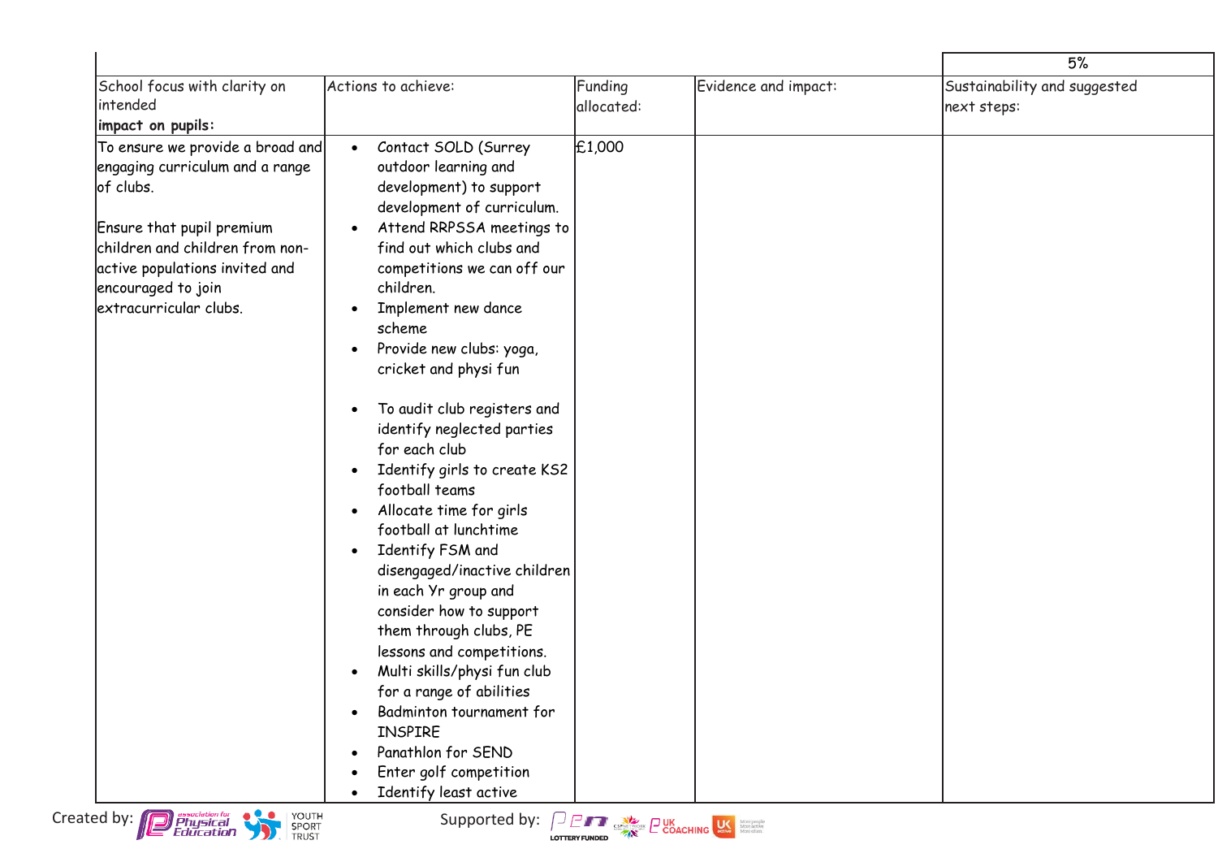| | | | | 5% |
|---|---|---|---|---|
| School focus with clarity on intended **impact on pupils:** | Actions to achieve: | Funding allocated: | Evidence and impact: | Sustainability and suggested next steps: |
| To ensure we provide a broad and engaging curriculum and a range of clubs.<br><br>Ensure that pupil premium children and children from non-active populations invited and encouraged to join extracurricular clubs. | • Contact SOLD (Surrey outdoor learning and development) to support development of curriculum.<br>• Attend RRPSSA meetings to find out which clubs and competitions we can off our children.<br>• Implement new dance scheme<br>• Provide new clubs: yoga, cricket and physi fun<br><br>• To audit club registers and identify neglected parties for each club<br>• Identify girls to create KS2 football teams<br>• Allocate time for girls football at lunchtime<br>• Identify FSM and disengaged/inactive children in each Yr group and consider how to support them through clubs, PE lessons and competitions.<br>• Multi skills/physi fun club for a range of abilities<br>• Badminton tournament for INSPIRE<br>• Panathlon for SEND<br>• Enter golf competition<br>• Identify least active | £1,000 | | |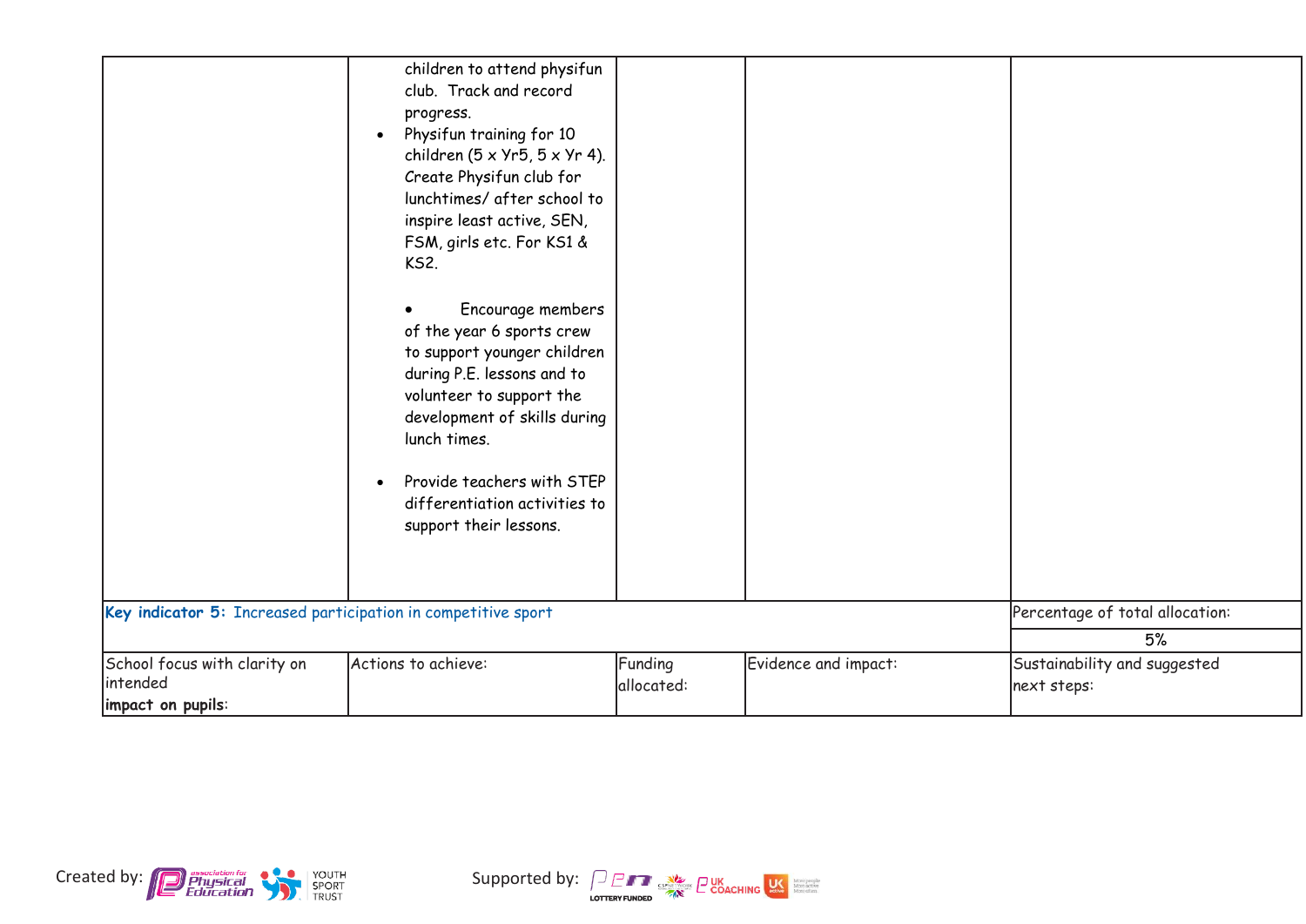| | | | | |
|---|---|---|---|---|
| | children to attend physifun club. Track and record progress.<br>• Physifun training for 10 children (5 x Yr5, 5 x Yr 4). Create Physifun club for lunchtimes/ after school to inspire least active, SEN, FSM, girls etc. For KS1 & KS2.<br>• Encourage members of the year 6 sports crew to support younger children during P.E. lessons and to volunteer to support the development of skills during lunch times.<br>• Provide teachers with STEP differentiation activities to support their lessons. | | | |
| **Key indicator 5:** Increased participation in competitive sport | | | | Percentage of total allocation:<br>5% |
| School focus with clarity on intended **impact on pupils**: | Actions to achieve: | Funding allocated: | Evidence and impact: | Sustainability and suggested next steps: |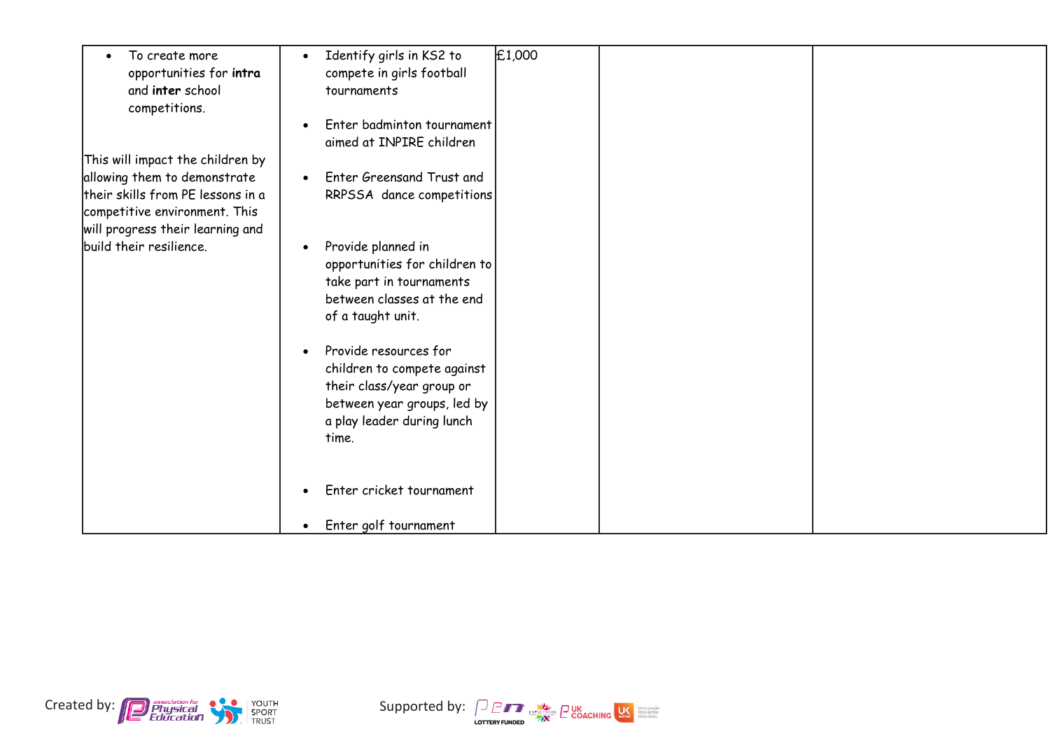| | | | | |
|---|---|---|---|---|
| • To create more opportunities for **intra** and **inter** school competitions.<br><br>This will impact the children by allowing them to demonstrate their skills from PE lessons in a competitive environment. This will progress their learning and build their resilience. | • Identify girls in KS2 to compete in girls football tournaments<br><br>• Enter badminton tournament aimed at INPIRE children<br><br>• Enter Greensand Trust and RRPSSA dance competitions<br><br>• Provide planned in opportunities for children to take part in tournaments between classes at the end of a taught unit.<br><br>• Provide resources for children to compete against their class/year group or between year groups, led by a play leader during lunch time.<br><br>• Enter cricket tournament<br><br>• Enter golf tournament | £1,000 | | |